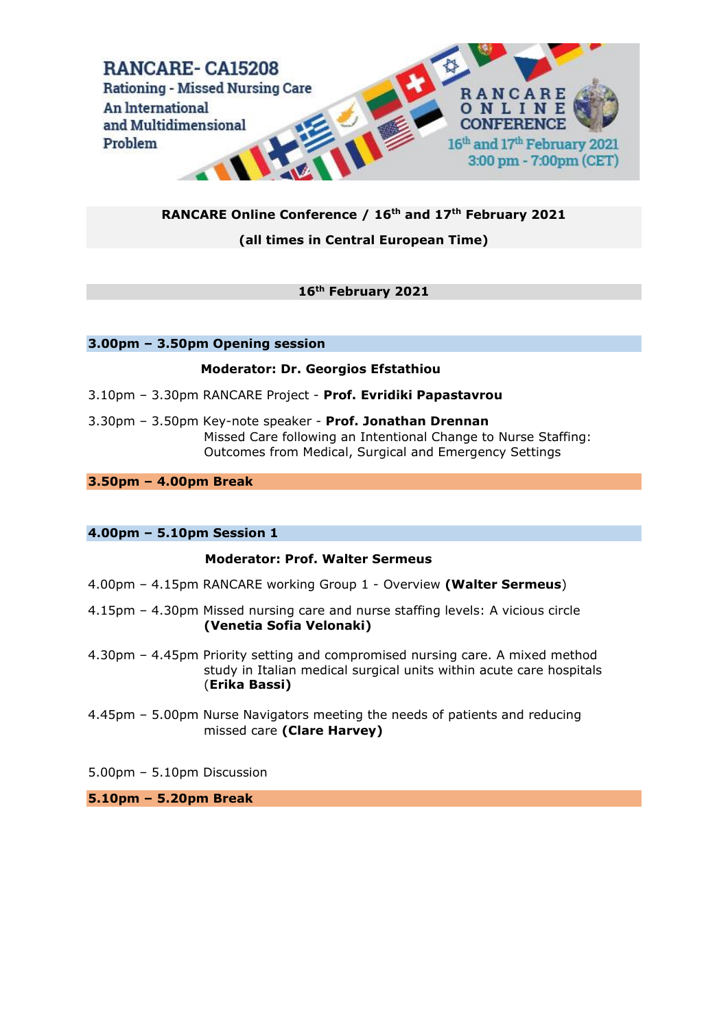RANCARE- CA15208
Rationing - Missed Nursing Care
An International and Multidimensional Problem

RANCARE ONLINE CONFERENCE
16th and 17th February 2021
3:00 pm - 7:00pm (CET)

**RANCARE Online Conference / 16th and 17th February 2021**

**(all times in Central European Time)**

## 16th February 2021

### 3.00pm – 3.50pm Opening session

**Moderator: Dr. Georgios Efstathiou**

3.10pm – 3.30pm RANCARE Project - **Prof. Evridiki Papastavrou**

3.30pm – 3.50pm Key-note speaker - **Prof. Jonathan Drennan**
Missed Care following an Intentional Change to Nurse Staffing: Outcomes from Medical, Surgical and Emergency Settings

### 3.50pm – 4.00pm Break

### 4.00pm – 5.10pm Session 1

**Moderator: Prof. Walter Sermeus**

4.00pm – 4.15pm RANCARE working Group 1 - Overview (**Walter Sermeus**)

4.15pm – 4.30pm Missed nursing care and nurse staffing levels: A vicious circle **(Venetia Sofia Velonaki)**

4.30pm – 4.45pm Priority setting and compromised nursing care. A mixed method study in Italian medical surgical units within acute care hospitals (**Erika Bassi)**

4.45pm – 5.00pm Nurse Navigators meeting the needs of patients and reducing missed care **(Clare Harvey)**

5.00pm – 5.10pm Discussion

### 5.10pm – 5.20pm Break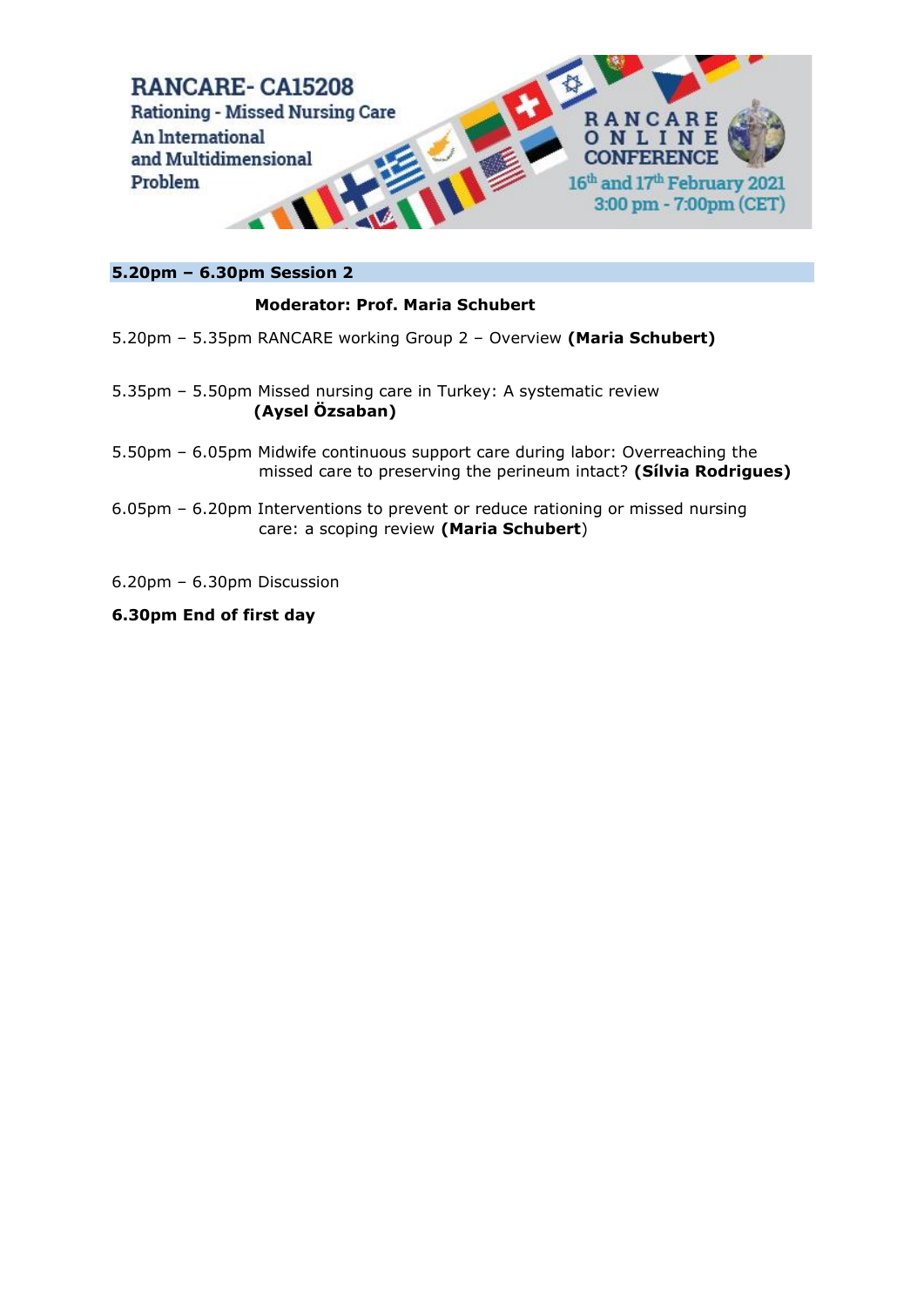**5.20pm – 6.30pm Session 2**

**Moderator: Prof. Maria Schubert**

5.20pm – 5.35pm RANCARE working Group 2 – Overview **(Maria Schubert)**

5.35pm – 5.50pm Missed nursing care in Turkey: A systematic review **(Aysel Özsaban)**

5.50pm – 6.05pm Midwife continuous support care during labor: Overreaching the missed care to preserving the perineum intact? **(Sílvia Rodrigues)**

6.05pm – 6.20pm Interventions to prevent or reduce rationing or missed nursing care: a scoping review **(Maria Schubert)**

6.20pm – 6.30pm Discussion

**6.30pm End of first day**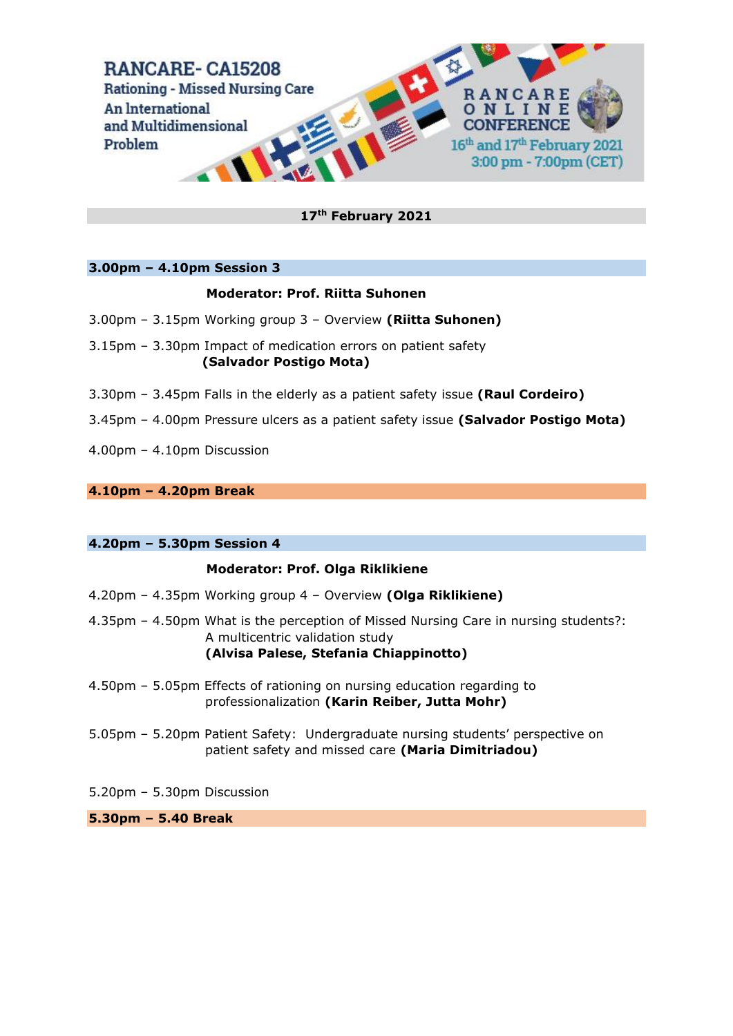RANCARE- CA15208
Rationing - Missed Nursing Care
An International and Multidimensional Problem

RANCARE ONLINE CONFERENCE
16th and 17th February 2021
3:00 pm - 7:00pm (CET)

## 17th February 2021

### 3.00pm – 4.10pm Session 3

**Moderator: Prof. Riitta Suhonen**

3.00pm – 3.15pm Working group 3 – Overview **(Riitta Suhonen)**

3.15pm – 3.30pm Impact of medication errors on patient safety **(Salvador Postigo Mota)**

3.30pm – 3.45pm Falls in the elderly as a patient safety issue **(Raul Cordeiro)**

3.45pm – 4.00pm Pressure ulcers as a patient safety issue **(Salvador Postigo Mota)**

4.00pm – 4.10pm Discussion

### 4.10pm – 4.20pm Break

### 4.20pm – 5.30pm Session 4

**Moderator: Prof. Olga Riklikiene**

4.20pm – 4.35pm Working group 4 – Overview **(Olga Riklikiene)**

4.35pm – 4.50pm What is the perception of Missed Nursing Care in nursing students?: A multicentric validation study **(Alvisa Palese, Stefania Chiappinotto)**

4.50pm – 5.05pm Effects of rationing on nursing education regarding to professionalization **(Karin Reiber, Jutta Mohr)**

5.05pm – 5.20pm Patient Safety: Undergraduate nursing students' perspective on patient safety and missed care **(Maria Dimitriadou)**

5.20pm – 5.30pm Discussion

### 5.30pm – 5.40 Break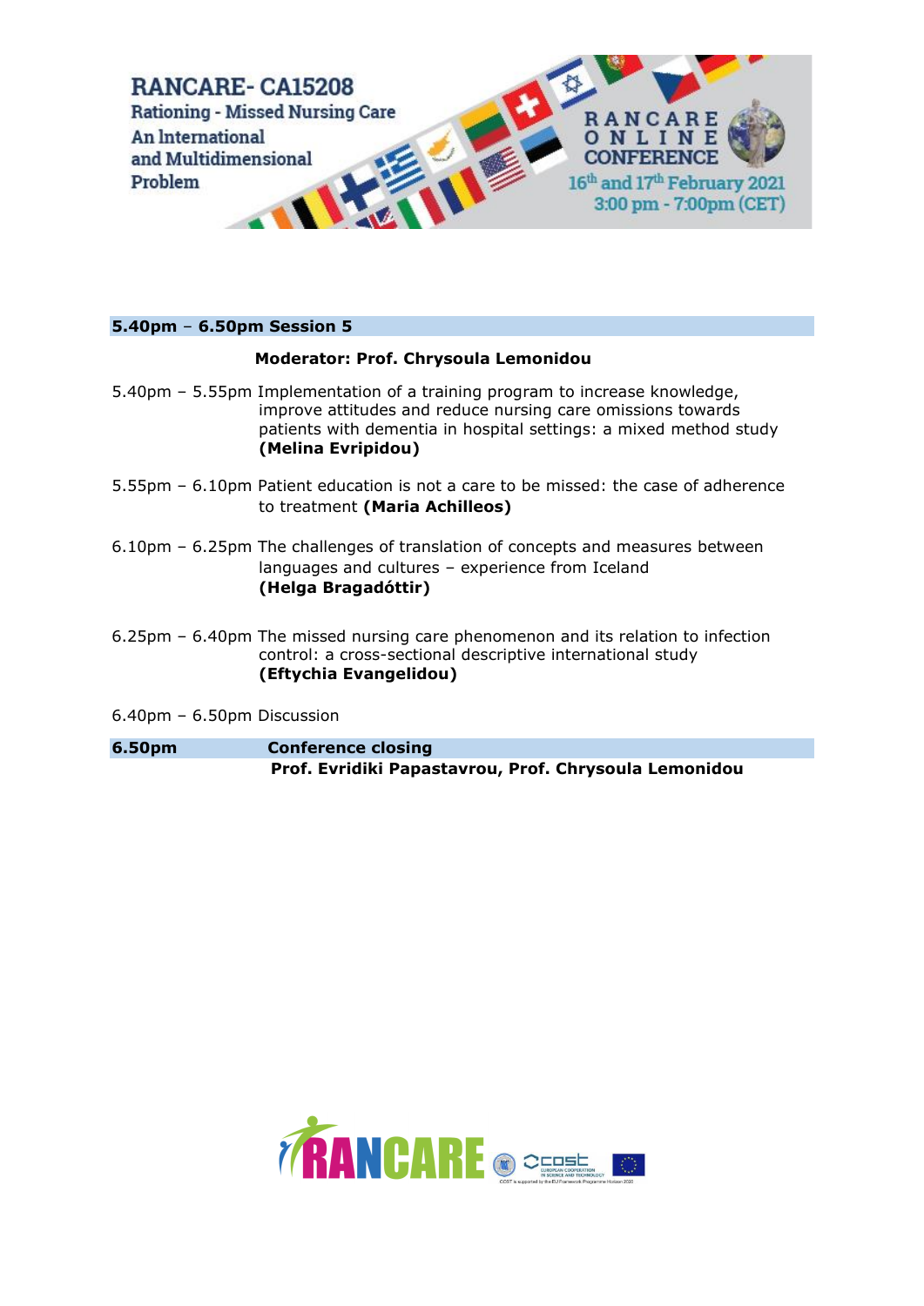**5.40pm – 6.50pm Session 5**

**Moderator: Prof. Chrysoula Lemonidou**

5.40pm – 5.55pm Implementation of a training program to increase knowledge, improve attitudes and reduce nursing care omissions towards patients with dementia in hospital settings: a mixed method study **(Melina Evripidou)**

5.55pm – 6.10pm Patient education is not a care to be missed: the case of adherence to treatment **(Maria Achilleos)**

6.10pm – 6.25pm The challenges of translation of concepts and measures between languages and cultures – experience from Iceland **(Helga Bragadóttir)**

6.25pm – 6.40pm The missed nursing care phenomenon and its relation to infection control: a cross-sectional descriptive international study **(Eftychia Evangelidou)**

6.40pm – 6.50pm Discussion

**6.50pm Conference closing**

**Prof. Evridiki Papastavrou, Prof. Chrysoula Lemonidou**